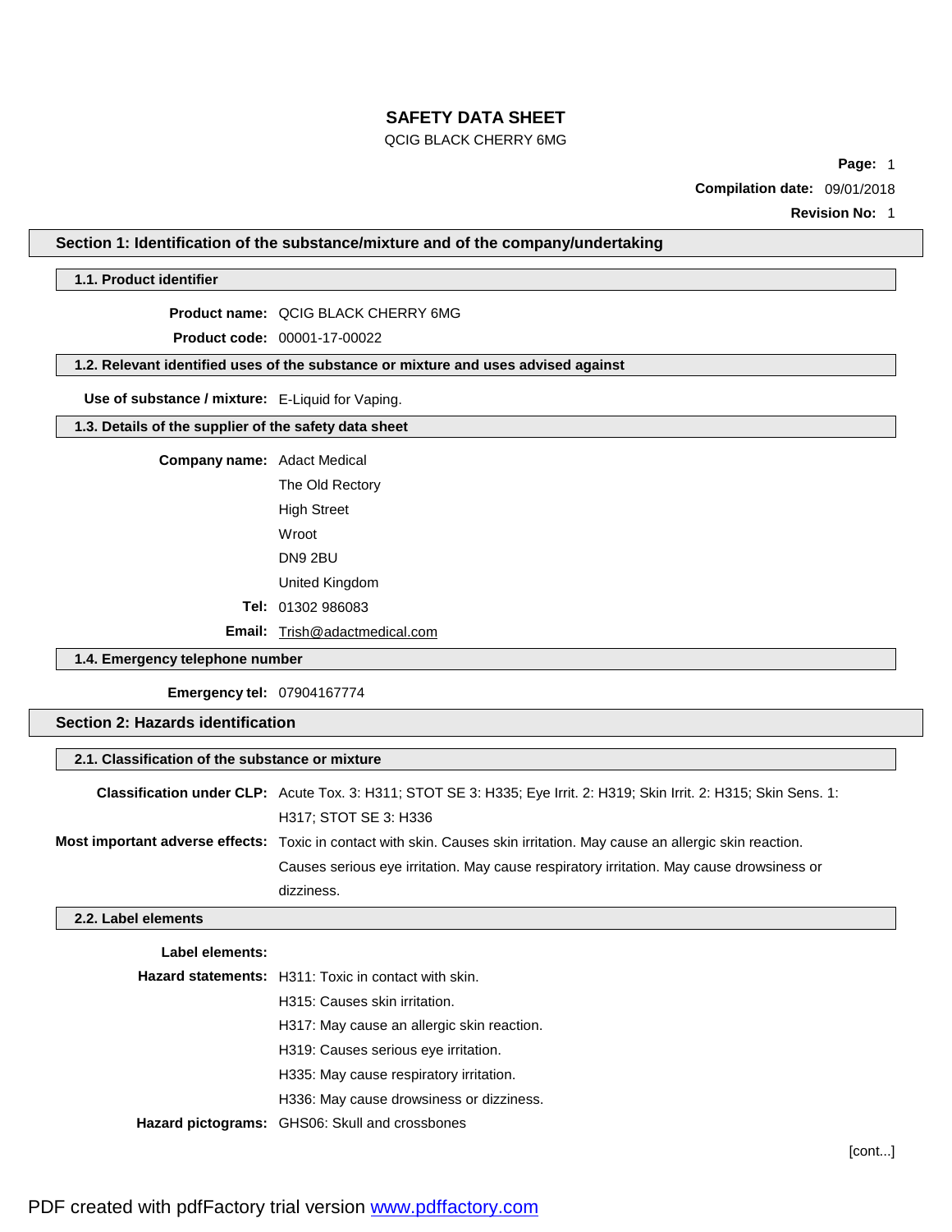# SAFETY DATA SHEET

QCIG BLACK CHERRY 6MG

**Compilation date:** 09/01/2018

**Revision No:** 1

## Section 1: Identification of the substance/mixture and of the company/undertaking

### 1.1. Product identifier

**Product name:** QCIG BLACK CHERRY 6MG

**Product code:** 00001-17-00022

### 1.2. Relevant identified uses of the substance or mixture and uses advised against

**Use of substance / mixture:** E-Liquid for Vaping.

### 1.3. Details of the supplier of the safety data sheet

**Company name:** Adact Medical
The Old Rectory
High Street
Wroot
DN9 2BU
United Kingdom

**Tel:** 01302 986083

**Email:** Trish@adactmedical.com

### 1.4. Emergency telephone number

**Emergency tel:** 07904167774

## Section 2: Hazards identification

### 2.1. Classification of the substance or mixture

**Classification under CLP:** Acute Tox. 3: H311; STOT SE 3: H335; Eye Irrit. 2: H319; Skin Irrit. 2: H315; Skin Sens. 1: H317; STOT SE 3: H336

**Most important adverse effects:** Toxic in contact with skin. Causes skin irritation. May cause an allergic skin reaction. Causes serious eye irritation. May cause respiratory irritation. May cause drowsiness or dizziness.

### 2.2. Label elements

**Label elements:**

**Hazard statements:** H311: Toxic in contact with skin.
H315: Causes skin irritation.
H317: May cause an allergic skin reaction.
H319: Causes serious eye irritation.
H335: May cause respiratory irritation.
H336: May cause drowsiness or dizziness.

**Hazard pictograms:** GHS06: Skull and crossbones

[cont...]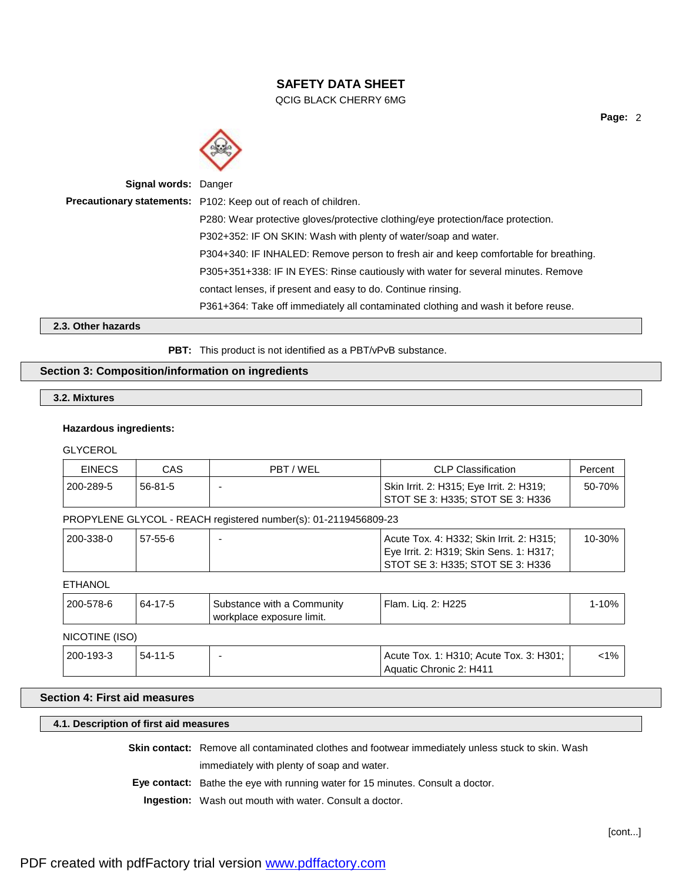**Signal words:** Danger

**Precautionary statements:** P102: Keep out of reach of children.

P280: Wear protective gloves/protective clothing/eye protection/face protection.

P302+352: IF ON SKIN: Wash with plenty of water/soap and water.

P304+340: IF INHALED: Remove person to fresh air and keep comfortable for breathing.

P305+351+338: IF IN EYES: Rinse cautiously with water for several minutes. Remove contact lenses, if present and easy to do. Continue rinsing.

P361+364: Take off immediately all contaminated clothing and wash it before reuse.

### 2.3. Other hazards

**PBT:** This product is not identified as a PBT/vPvB substance.

## Section 3: Composition/information on ingredients

### 3.2. Mixtures

**Hazardous ingredients:**

GLYCEROL

| EINECS | CAS | PBT / WEL | CLP Classification | Percent |
|---|---|---|---|---|
| 200-289-5 | 56-81-5 | - | Skin Irrit. 2: H315; Eye Irrit. 2: H319; STOT SE 3: H335; STOT SE 3: H336 | 50-70% |

PROPYLENE GLYCOL - REACH registered number(s): 01-2119456809-23

| EINECS | CAS | PBT / WEL | CLP Classification | Percent |
|---|---|---|---|---|
| 200-338-0 | 57-55-6 | - | Acute Tox. 4: H332; Skin Irrit. 2: H315; Eye Irrit. 2: H319; Skin Sens. 1: H317; STOT SE 3: H335; STOT SE 3: H336 | 10-30% |

ETHANOL

| EINECS | CAS | PBT / WEL | CLP Classification | Percent |
|---|---|---|---|---|
| 200-578-6 | 64-17-5 | Substance with a Community workplace exposure limit. | Flam. Liq. 2: H225 | 1-10% |

NICOTINE (ISO)

| EINECS | CAS | PBT / WEL | CLP Classification | Percent |
|---|---|---|---|---|
| 200-193-3 | 54-11-5 | - | Acute Tox. 1: H310; Acute Tox. 3: H301; Aquatic Chronic 2: H411 | <1% |

## Section 4: First aid measures

### 4.1. Description of first aid measures

**Skin contact:** Remove all contaminated clothes and footwear immediately unless stuck to skin. Wash immediately with plenty of soap and water.

**Eye contact:** Bathe the eye with running water for 15 minutes. Consult a doctor.

**Ingestion:** Wash out mouth with water. Consult a doctor.

[cont...]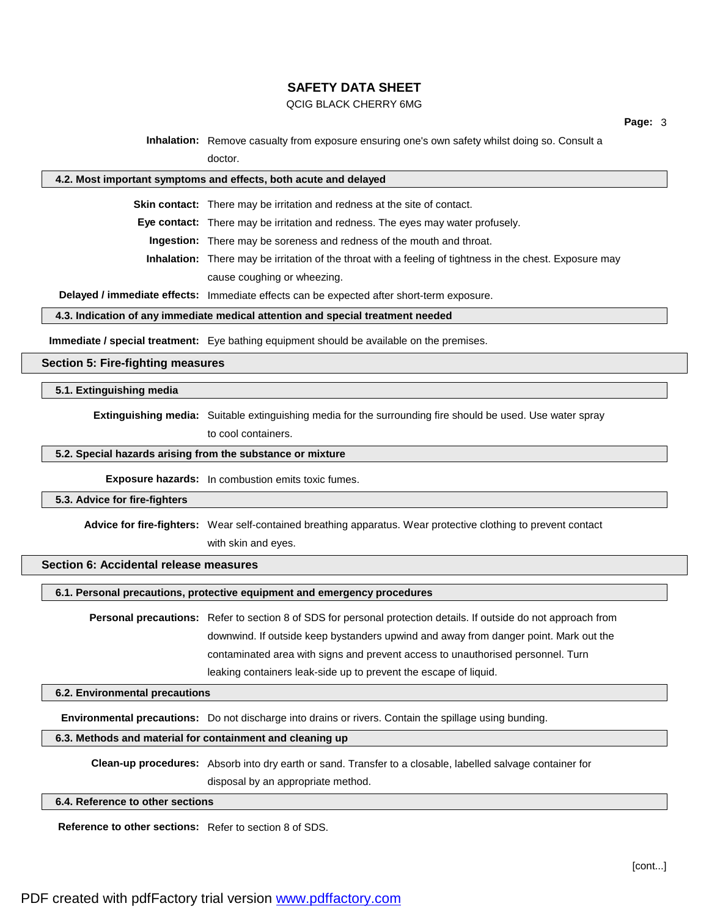**Inhalation:** Remove casualty from exposure ensuring one's own safety whilst doing so. Consult a doctor.

### 4.2. Most important symptoms and effects, both acute and delayed

**Skin contact:** There may be irritation and redness at the site of contact.

**Eye contact:** There may be irritation and redness. The eyes may water profusely.

**Ingestion:** There may be soreness and redness of the mouth and throat.

**Inhalation:** There may be irritation of the throat with a feeling of tightness in the chest. Exposure may cause coughing or wheezing.

**Delayed / immediate effects:** Immediate effects can be expected after short-term exposure.

### 4.3. Indication of any immediate medical attention and special treatment needed

**Immediate / special treatment:** Eye bathing equipment should be available on the premises.

## Section 5: Fire-fighting measures

### 5.1. Extinguishing media

**Extinguishing media:** Suitable extinguishing media for the surrounding fire should be used. Use water spray to cool containers.

### 5.2. Special hazards arising from the substance or mixture

**Exposure hazards:** In combustion emits toxic fumes.

### 5.3. Advice for fire-fighters

**Advice for fire-fighters:** Wear self-contained breathing apparatus. Wear protective clothing to prevent contact with skin and eyes.

## Section 6: Accidental release measures

### 6.1. Personal precautions, protective equipment and emergency procedures

**Personal precautions:** Refer to section 8 of SDS for personal protection details. If outside do not approach from downwind. If outside keep bystanders upwind and away from danger point. Mark out the contaminated area with signs and prevent access to unauthorised personnel. Turn leaking containers leak-side up to prevent the escape of liquid.

### 6.2. Environmental precautions

**Environmental precautions:** Do not discharge into drains or rivers. Contain the spillage using bunding.

### 6.3. Methods and material for containment and cleaning up

**Clean-up procedures:** Absorb into dry earth or sand. Transfer to a closable, labelled salvage container for disposal by an appropriate method.

### 6.4. Reference to other sections

**Reference to other sections:** Refer to section 8 of SDS.

[cont...]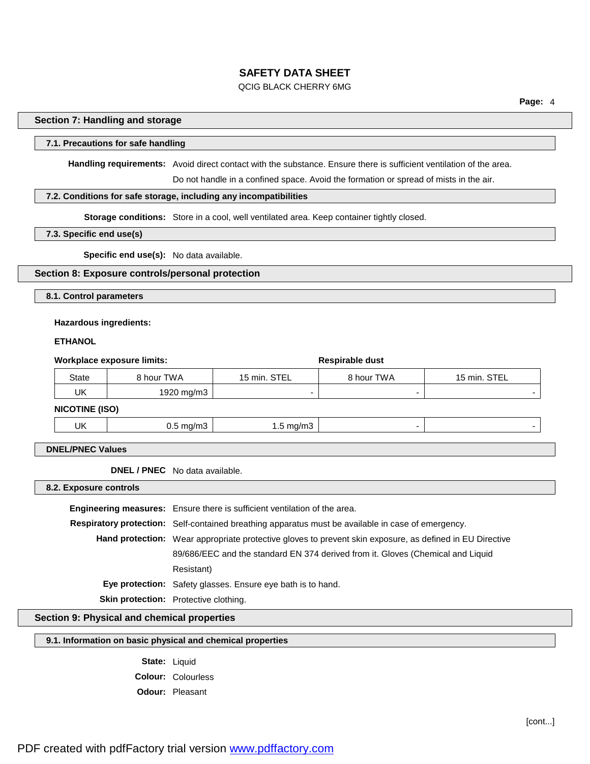## Section 7: Handling and storage

### 7.1. Precautions for safe handling

**Handling requirements:** Avoid direct contact with the substance. Ensure there is sufficient ventilation of the area. Do not handle in a confined space. Avoid the formation or spread of mists in the air.

### 7.2. Conditions for safe storage, including any incompatibilities

**Storage conditions:** Store in a cool, well ventilated area. Keep container tightly closed.

### 7.3. Specific end use(s)

**Specific end use(s):** No data available.

## Section 8: Exposure controls/personal protection

### 8.1. Control parameters

**Hazardous ingredients:**

**ETHANOL**

**Workplace exposure limits:**

| | Workplace exposure limits | | Respirable dust | |
|---|---|---|---|---|
| State | 8 hour TWA | 15 min. STEL | 8 hour TWA | 15 min. STEL |
| UK | 1920 mg/m3 | - | - | - |

**NICOTINE (ISO)**

| State | 8 hour TWA | 15 min. STEL | 8 hour TWA | 15 min. STEL |
|---|---|---|---|---|
| UK | 0.5 mg/m3 | 1.5 mg/m3 | - | - |

### DNEL/PNEC Values

**DNEL / PNEC** No data available.

### 8.2. Exposure controls

**Engineering measures:** Ensure there is sufficient ventilation of the area.

**Respiratory protection:** Self-contained breathing apparatus must be available in case of emergency.

**Hand protection:** Wear appropriate protective gloves to prevent skin exposure, as defined in EU Directive 89/686/EEC and the standard EN 374 derived from it. Gloves (Chemical and Liquid Resistant)

**Eye protection:** Safety glasses. Ensure eye bath is to hand.

**Skin protection:** Protective clothing.

## Section 9: Physical and chemical properties

### 9.1. Information on basic physical and chemical properties

**State:** Liquid

**Colour:** Colourless

**Odour:** Pleasant

[cont...]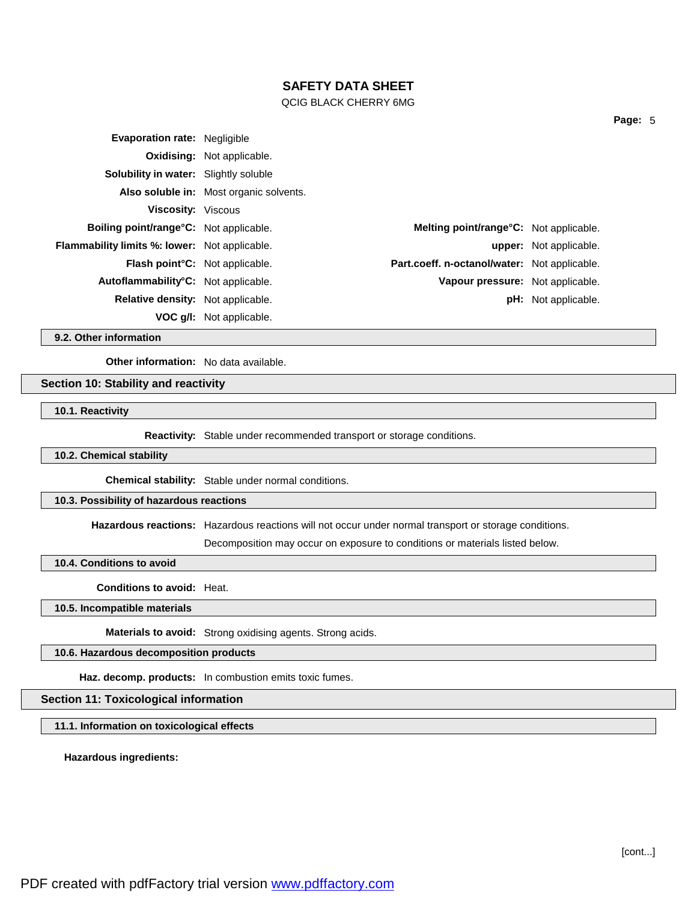**Evaporation rate:** Negligible

**Oxidising:** Not applicable.

**Solubility in water:** Slightly soluble

**Also soluble in:** Most organic solvents.

**Viscosity:** Viscous

| | | | |
|---|---|---|---|
| **Boiling point/range°C:** | Not applicable. | **Melting point/range°C:** | Not applicable. |
| **Flammability limits %: lower:** | Not applicable. | **upper:** | Not applicable. |
| **Flash point°C:** | Not applicable. | **Part.coeff. n-octanol/water:** | Not applicable. |
| **Autoflammability°C:** | Not applicable. | **Vapour pressure:** | Not applicable. |
| **Relative density:** | Not applicable. | **pH:** | Not applicable. |
| **VOC g/l:** | Not applicable. | | |

### 9.2. Other information

**Other information:** No data available.

## Section 10: Stability and reactivity

### 10.1. Reactivity

**Reactivity:** Stable under recommended transport or storage conditions.

### 10.2. Chemical stability

**Chemical stability:** Stable under normal conditions.

### 10.3. Possibility of hazardous reactions

**Hazardous reactions:** Hazardous reactions will not occur under normal transport or storage conditions.

Decomposition may occur on exposure to conditions or materials listed below.

### 10.4. Conditions to avoid

**Conditions to avoid:** Heat.

### 10.5. Incompatible materials

**Materials to avoid:** Strong oxidising agents. Strong acids.

### 10.6. Hazardous decomposition products

**Haz. decomp. products:** In combustion emits toxic fumes.

## Section 11: Toxicological information

### 11.1. Information on toxicological effects

**Hazardous ingredients:**

[cont...]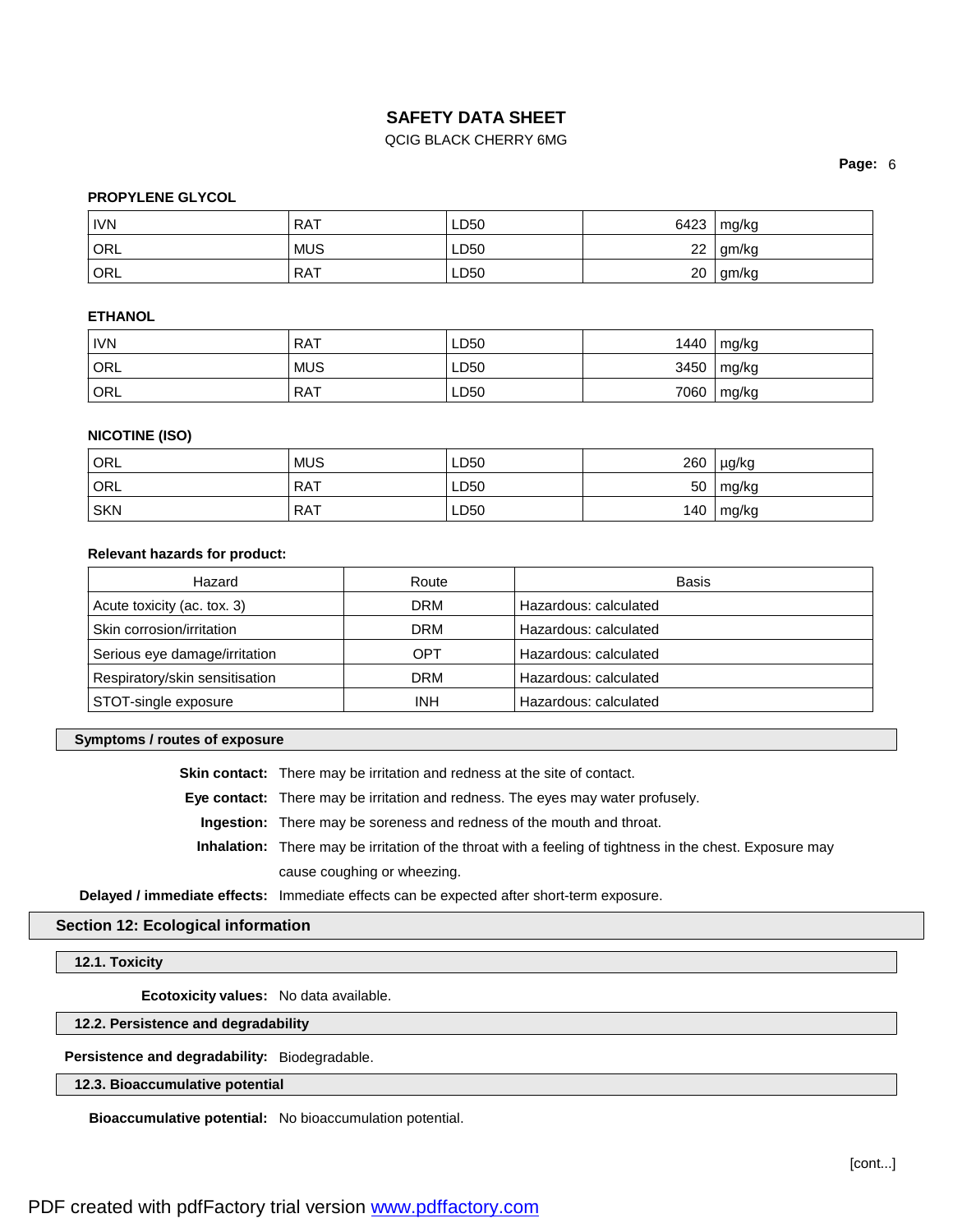**PROPYLENE GLYCOL**

| | | | | |
|---|---|---|---|---|
| IVN | RAT | LD50 | 6423 | mg/kg |
| ORL | MUS | LD50 | 22 | gm/kg |
| ORL | RAT | LD50 | 20 | gm/kg |

**ETHANOL**

| | | | | |
|---|---|---|---|---|
| IVN | RAT | LD50 | 1440 | mg/kg |
| ORL | MUS | LD50 | 3450 | mg/kg |
| ORL | RAT | LD50 | 7060 | mg/kg |

**NICOTINE (ISO)**

| | | | | |
|---|---|---|---|---|
| ORL | MUS | LD50 | 260 | μg/kg |
| ORL | RAT | LD50 | 50 | mg/kg |
| SKN | RAT | LD50 | 140 | mg/kg |

**Relevant hazards for product:**

| Hazard | Route | Basis |
|---|---|---|
| Acute toxicity (ac. tox. 3) | DRM | Hazardous: calculated |
| Skin corrosion/irritation | DRM | Hazardous: calculated |
| Serious eye damage/irritation | OPT | Hazardous: calculated |
| Respiratory/skin sensitisation | DRM | Hazardous: calculated |
| STOT-single exposure | INH | Hazardous: calculated |

### Symptoms / routes of exposure

**Skin contact:** There may be irritation and redness at the site of contact.

**Eye contact:** There may be irritation and redness. The eyes may water profusely.

**Ingestion:** There may be soreness and redness of the mouth and throat.

**Inhalation:** There may be irritation of the throat with a feeling of tightness in the chest. Exposure may cause coughing or wheezing.

**Delayed / immediate effects:** Immediate effects can be expected after short-term exposure.

## Section 12: Ecological information

### 12.1. Toxicity

**Ecotoxicity values:** No data available.

### 12.2. Persistence and degradability

**Persistence and degradability:** Biodegradable.

### 12.3. Bioaccumulative potential

**Bioaccumulative potential:** No bioaccumulation potential.

[cont...]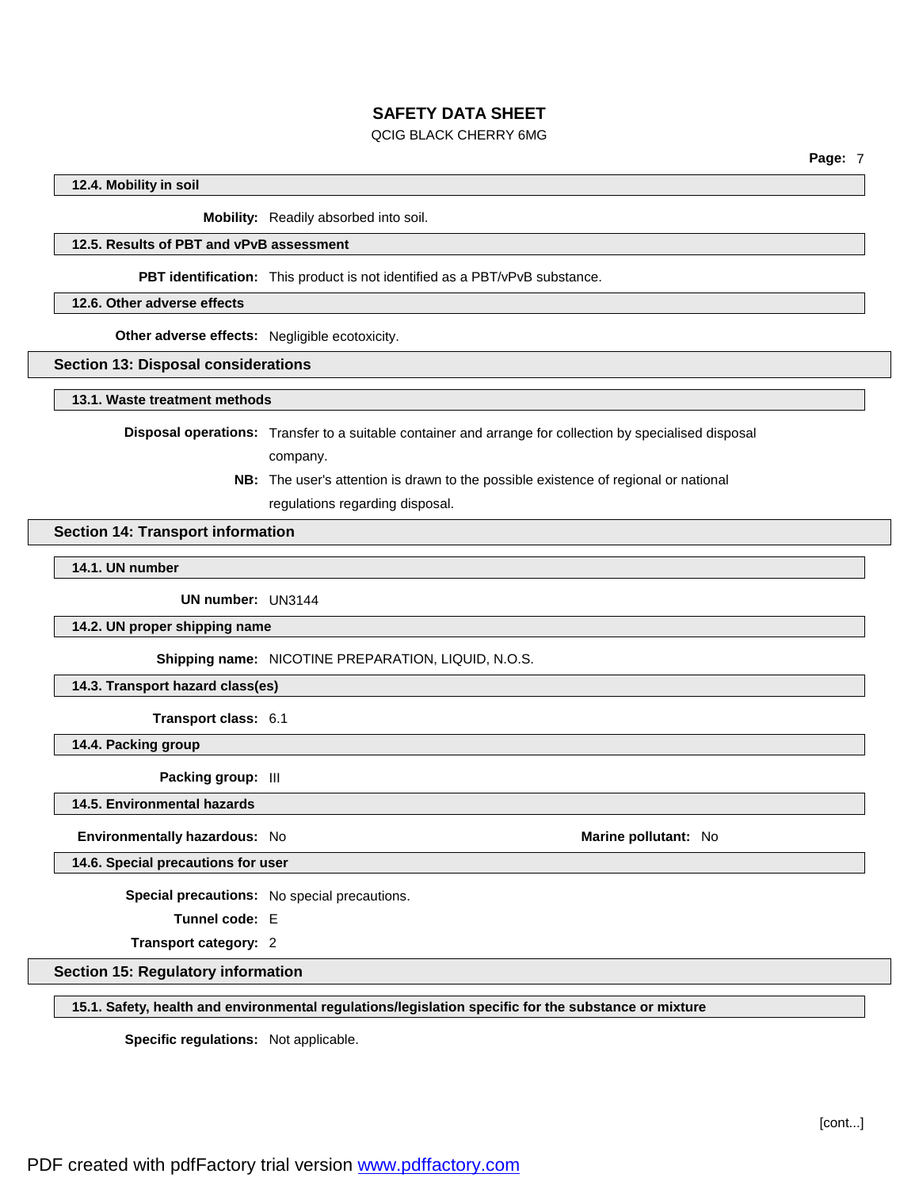### 12.4. Mobility in soil

**Mobility:** Readily absorbed into soil.

### 12.5. Results of PBT and vPvB assessment

**PBT identification:** This product is not identified as a PBT/vPvB substance.

### 12.6. Other adverse effects

**Other adverse effects:** Negligible ecotoxicity.

## Section 13: Disposal considerations

### 13.1. Waste treatment methods

**Disposal operations:** Transfer to a suitable container and arrange for collection by specialised disposal company.

**NB:** The user's attention is drawn to the possible existence of regional or national regulations regarding disposal.

## Section 14: Transport information

### 14.1. UN number

**UN number:** UN3144

### 14.2. UN proper shipping name

**Shipping name:** NICOTINE PREPARATION, LIQUID, N.O.S.

### 14.3. Transport hazard class(es)

**Transport class:** 6.1

### 14.4. Packing group

**Packing group:** III

### 14.5. Environmental hazards

**Environmentally hazardous:** No

**Marine pollutant:** No

### 14.6. Special precautions for user

**Special precautions:** No special precautions.

**Tunnel code:** E

**Transport category:** 2

## Section 15: Regulatory information

### 15.1. Safety, health and environmental regulations/legislation specific for the substance or mixture

**Specific regulations:** Not applicable.

[cont...]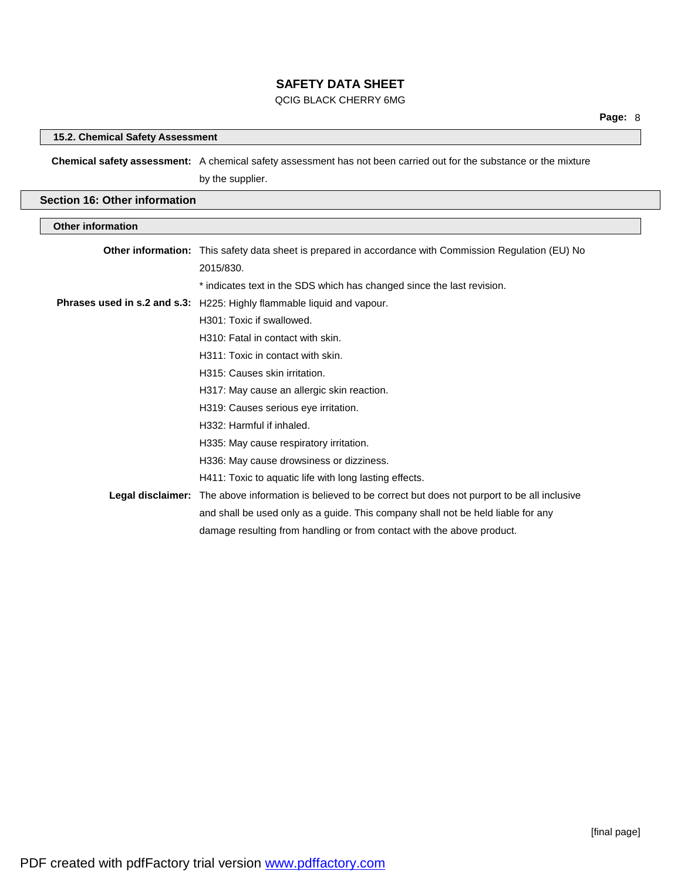### 15.2. Chemical Safety Assessment

**Chemical safety assessment:** A chemical safety assessment has not been carried out for the substance or the mixture by the supplier.

## Section 16: Other information

### Other information

**Other information:** This safety data sheet is prepared in accordance with Commission Regulation (EU) No 2015/830.

* indicates text in the SDS which has changed since the last revision.

**Phrases used in s.2 and s.3:** H225: Highly flammable liquid and vapour.

H301: Toxic if swallowed.

H310: Fatal in contact with skin.

H311: Toxic in contact with skin.

H315: Causes skin irritation.

H317: May cause an allergic skin reaction.

H319: Causes serious eye irritation.

H332: Harmful if inhaled.

H335: May cause respiratory irritation.

H336: May cause drowsiness or dizziness.

H411: Toxic to aquatic life with long lasting effects.

**Legal disclaimer:** The above information is believed to be correct but does not purport to be all inclusive and shall be used only as a guide. This company shall not be held liable for any damage resulting from handling or from contact with the above product.

[final page]